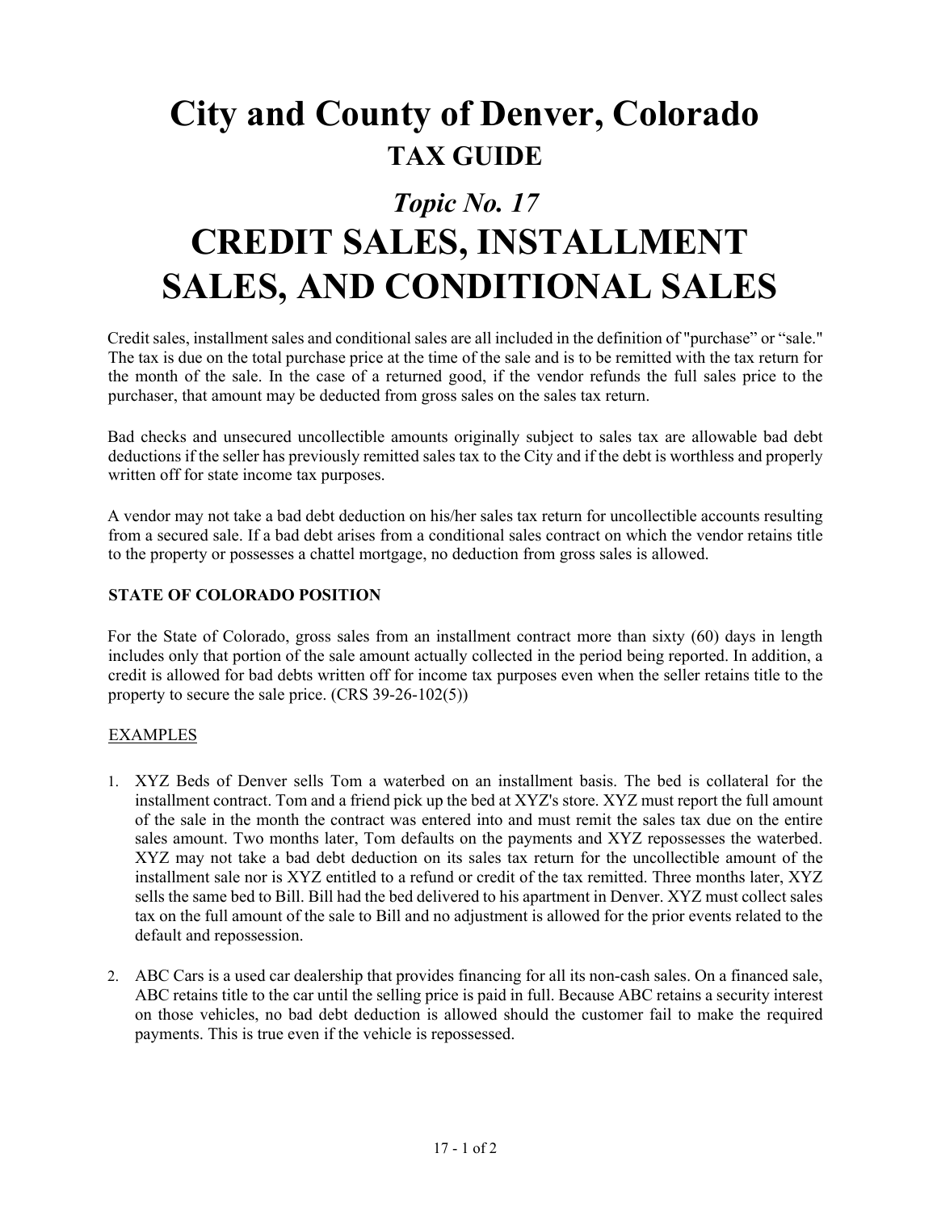# City and County of Denver, Colorado
## TAX GUIDE

## *Topic No. 17*
# CREDIT SALES, INSTALLMENT SALES, AND CONDITIONAL SALES

Credit sales, installment sales and conditional sales are all included in the definition of "purchase" or "sale." The tax is due on the total purchase price at the time of the sale and is to be remitted with the tax return for the month of the sale. In the case of a returned good, if the vendor refunds the full sales price to the purchaser, that amount may be deducted from gross sales on the sales tax return.

Bad checks and unsecured uncollectible amounts originally subject to sales tax are allowable bad debt deductions if the seller has previously remitted sales tax to the City and if the debt is worthless and properly written off for state income tax purposes.

A vendor may not take a bad debt deduction on his/her sales tax return for uncollectible accounts resulting from a secured sale. If a bad debt arises from a conditional sales contract on which the vendor retains title to the property or possesses a chattel mortgage, no deduction from gross sales is allowed.

**STATE OF COLORADO POSITION**

For the State of Colorado, gross sales from an installment contract more than sixty (60) days in length includes only that portion of the sale amount actually collected in the period being reported. In addition, a credit is allowed for bad debts written off for income tax purposes even when the seller retains title to the property to secure the sale price. (CRS 39-26-102(5))

EXAMPLES

1. XYZ Beds of Denver sells Tom a waterbed on an installment basis. The bed is collateral for the installment contract. Tom and a friend pick up the bed at XYZ's store. XYZ must report the full amount of the sale in the month the contract was entered into and must remit the sales tax due on the entire sales amount. Two months later, Tom defaults on the payments and XYZ repossesses the waterbed. XYZ may not take a bad debt deduction on its sales tax return for the uncollectible amount of the installment sale nor is XYZ entitled to a refund or credit of the tax remitted. Three months later, XYZ sells the same bed to Bill. Bill had the bed delivered to his apartment in Denver. XYZ must collect sales tax on the full amount of the sale to Bill and no adjustment is allowed for the prior events related to the default and repossession.

2. ABC Cars is a used car dealership that provides financing for all its non-cash sales. On a financed sale, ABC retains title to the car until the selling price is paid in full. Because ABC retains a security interest on those vehicles, no bad debt deduction is allowed should the customer fail to make the required payments. This is true even if the vehicle is repossessed.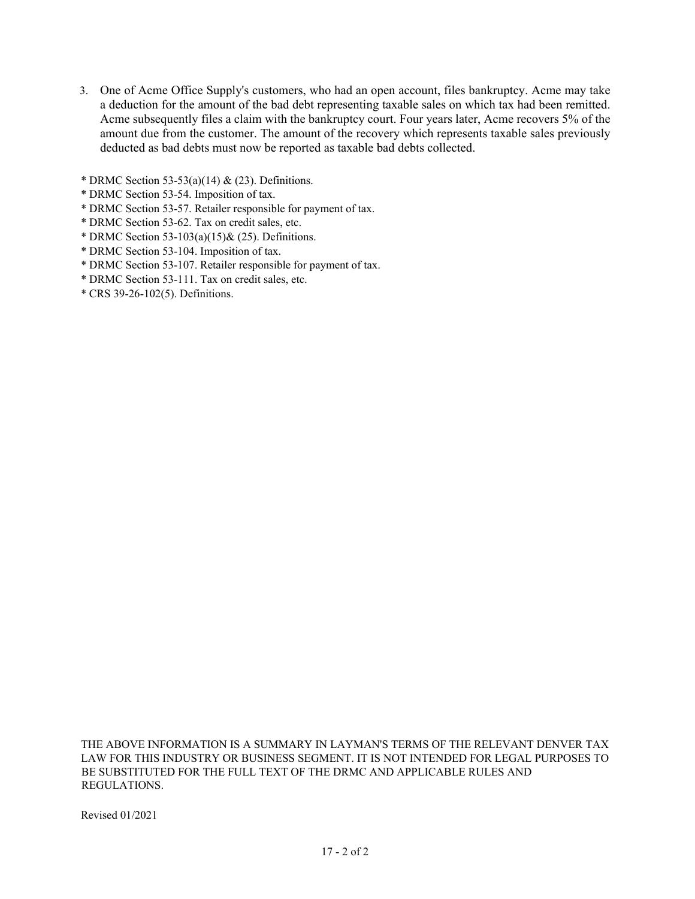3. One of Acme Office Supply's customers, who had an open account, files bankruptcy. Acme may take a deduction for the amount of the bad debt representing taxable sales on which tax had been remitted. Acme subsequently files a claim with the bankruptcy court. Four years later, Acme recovers 5% of the amount due from the customer. The amount of the recovery which represents taxable sales previously deducted as bad debts must now be reported as taxable bad debts collected.

* DRMC Section 53-53(a)(14) & (23). Definitions.
* DRMC Section 53-54. Imposition of tax.
* DRMC Section 53-57. Retailer responsible for payment of tax.
* DRMC Section 53-62. Tax on credit sales, etc.
* DRMC Section 53-103(a)(15)& (25). Definitions.
* DRMC Section 53-104. Imposition of tax.
* DRMC Section 53-107. Retailer responsible for payment of tax.
* DRMC Section 53-111. Tax on credit sales, etc.
* CRS 39-26-102(5). Definitions.

THE ABOVE INFORMATION IS A SUMMARY IN LAYMAN'S TERMS OF THE RELEVANT DENVER TAX LAW FOR THIS INDUSTRY OR BUSINESS SEGMENT. IT IS NOT INTENDED FOR LEGAL PURPOSES TO BE SUBSTITUTED FOR THE FULL TEXT OF THE DRMC AND APPLICABLE RULES AND REGULATIONS.

Revised 01/2021